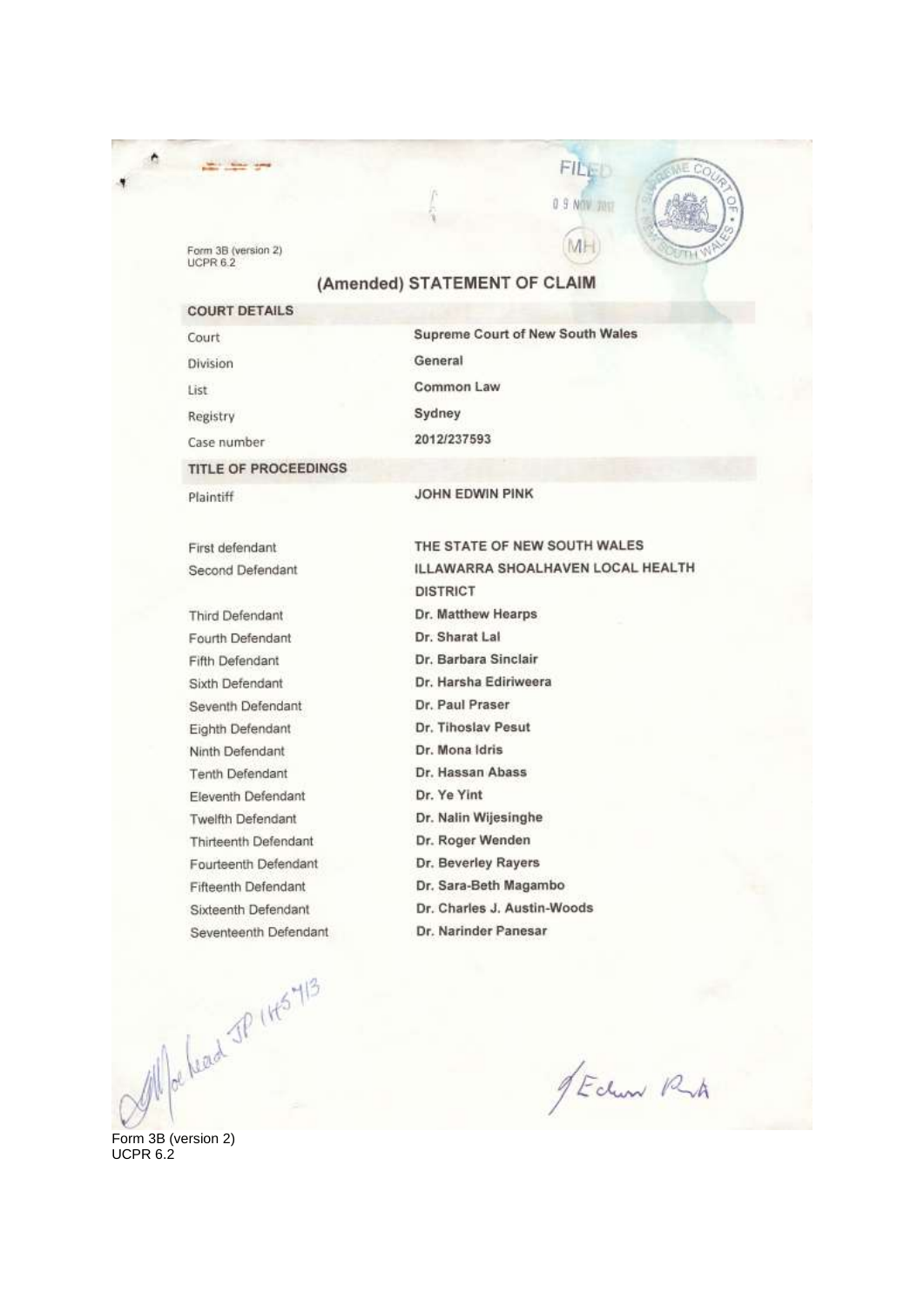FILED

09 NOV 2012

MH

Form 3B (version 2)
UCPR 6.2

# (Amended) STATEMENT OF CLAIM

## COURT DETAILS

| | |
|---|---|
| Court | Supreme Court of New South Wales |
| Division | General |
| List | Common Law |
| Registry | Sydney |
| Case number | 2012/237593 |

## TITLE OF PROCEEDINGS

| | |
|---|---|
| Plaintiff | JOHN EDWIN PINK |
| First defendant | THE STATE OF NEW SOUTH WALES |
| Second Defendant | ILLAWARRA SHOALHAVEN LOCAL HEALTH DISTRICT |
| Third Defendant | Dr. Matthew Hearps |
| Fourth Defendant | Dr. Sharat Lal |
| Fifth Defendant | Dr. Barbara Sinclair |
| Sixth Defendant | Dr. Harsha Ediriweera |
| Seventh Defendant | Dr. Paul Praser |
| Eighth Defendant | Dr. Tihoslav Pesut |
| Ninth Defendant | Dr. Mona Idris |
| Tenth Defendant | Dr. Hassan Abass |
| Eleventh Defendant | Dr. Ye Yint |
| Twelfth Defendant | Dr. Nalin Wijesinghe |
| Thirteenth Defendant | Dr. Roger Wenden |
| Fourteenth Defendant | Dr. Beverley Rayers |
| Fifteenth Defendant | Dr. Sara-Beth Magambo |
| Sixteenth Defendant | Dr. Charles J. Austin-Woods |
| Seventeenth Defendant | Dr. Narinder Panesar |

Moorhead JP 1/5/13

J Edwin Pink

Form 3B (version 2)
UCPR 6.2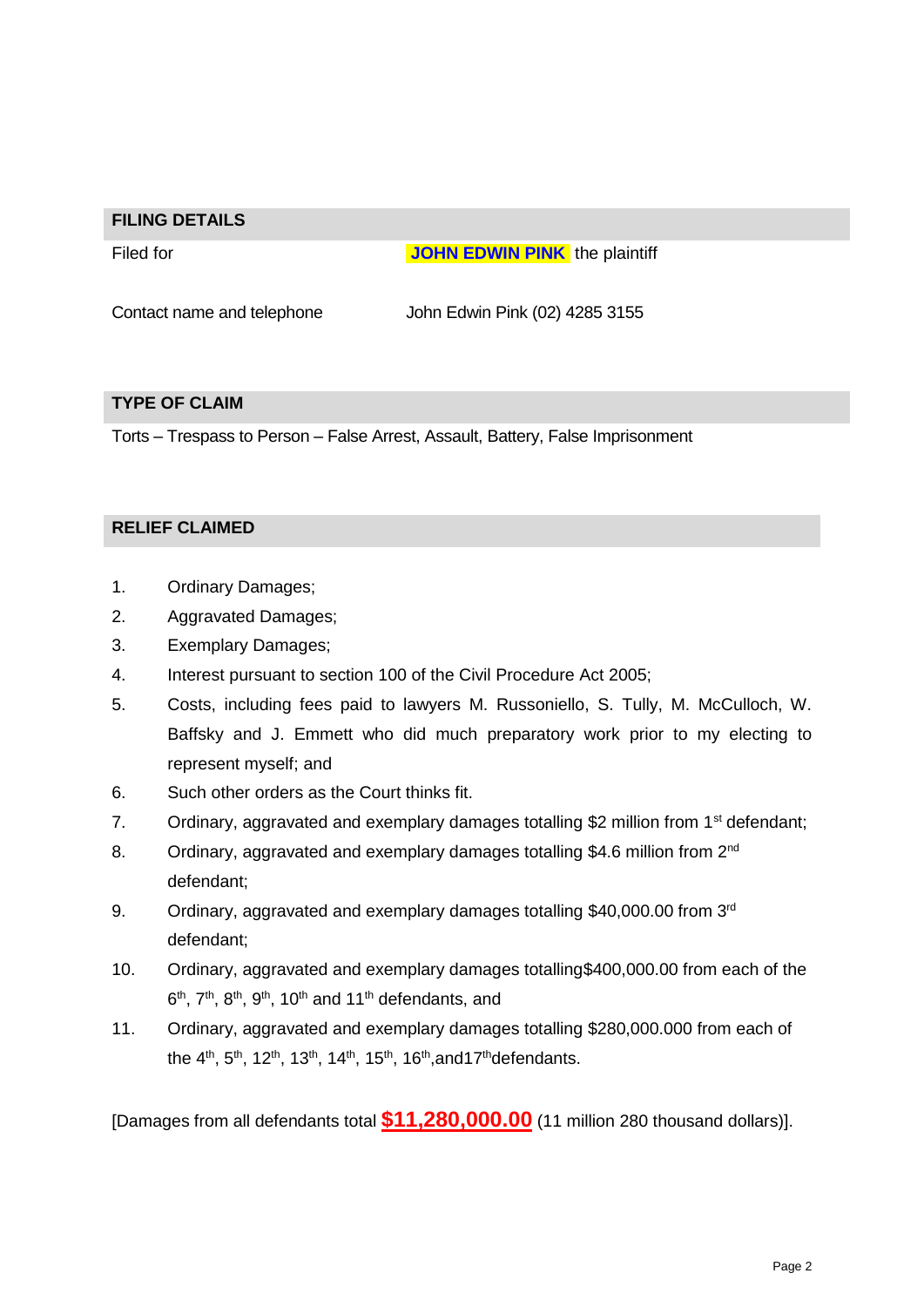## FILING DETAILS

Filed for **JOHN EDWIN PINK** the plaintiff

Contact name and telephone John Edwin Pink (02) 4285 3155

## TYPE OF CLAIM

Torts – Trespass to Person – False Arrest, Assault, Battery, False Imprisonment

## RELIEF CLAIMED

1. Ordinary Damages;
2. Aggravated Damages;
3. Exemplary Damages;
4. Interest pursuant to section 100 of the Civil Procedure Act 2005;
5. Costs, including fees paid to lawyers M. Russoniello, S. Tully, M. McCulloch, W. Baffsky and J. Emmett who did much preparatory work prior to my electing to represent myself; and
6. Such other orders as the Court thinks fit.
7. Ordinary, aggravated and exemplary damages totalling $2 million from 1st defendant;
8. Ordinary, aggravated and exemplary damages totalling $4.6 million from 2nd defendant;
9. Ordinary, aggravated and exemplary damages totalling $40,000.00 from 3rd defendant;
10. Ordinary, aggravated and exemplary damages totalling$400,000.00 from each of the 6th, 7th, 8th, 9th, 10th and 11th defendants, and
11. Ordinary, aggravated and exemplary damages totalling $280,000.000 from each of the 4th, 5th, 12th, 13th, 14th, 15th, 16th,and17thdefendants.

[Damages from all defendants total **$11,280,000.00** (11 million 280 thousand dollars)].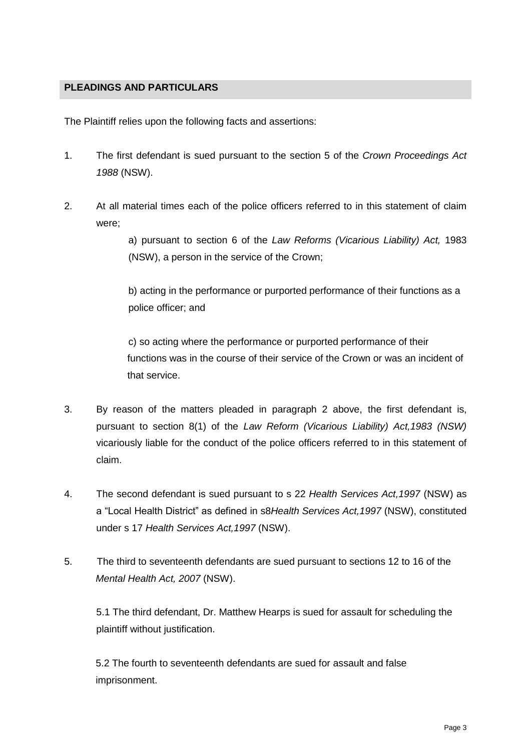## PLEADINGS AND PARTICULARS

The Plaintiff relies upon the following facts and assertions:

1. The first defendant is sued pursuant to the section 5 of the *Crown Proceedings Act 1988* (NSW).

2. At all material times each of the police officers referred to in this statement of claim were;

   a) pursuant to section 6 of the *Law Reforms (Vicarious Liability) Act,* 1983 (NSW), a person in the service of the Crown;

   b) acting in the performance or purported performance of their functions as a police officer; and

   c) so acting where the performance or purported performance of their functions was in the course of their service of the Crown or was an incident of that service.

3. By reason of the matters pleaded in paragraph 2 above, the first defendant is, pursuant to section 8(1) of the *Law Reform (Vicarious Liability) Act,1983 (NSW)* vicariously liable for the conduct of the police officers referred to in this statement of claim.

4. The second defendant is sued pursuant to s 22 *Health Services Act,1997* (NSW) as a "Local Health District" as defined in s8*Health Services Act,1997* (NSW), constituted under s 17 *Health Services Act,1997* (NSW).

5. The third to seventeenth defendants are sued pursuant to sections 12 to 16 of the *Mental Health Act, 2007* (NSW).

   5.1 The third defendant, Dr. Matthew Hearps is sued for assault for scheduling the plaintiff without justification.

   5.2 The fourth to seventeenth defendants are sued for assault and false imprisonment.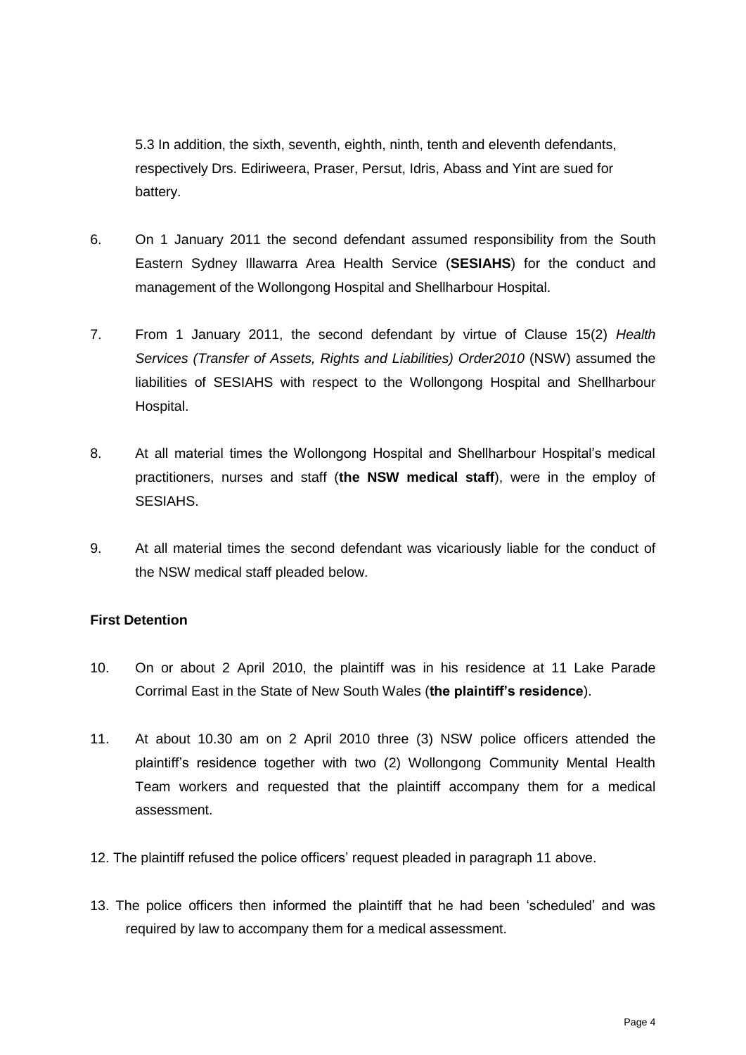5.3 In addition, the sixth, seventh, eighth, ninth, tenth and eleventh defendants, respectively Drs. Ediriweera, Praser, Persut, Idris, Abass and Yint are sued for battery.

6. On 1 January 2011 the second defendant assumed responsibility from the South Eastern Sydney Illawarra Area Health Service (**SESIAHS**) for the conduct and management of the Wollongong Hospital and Shellharbour Hospital.

7. From 1 January 2011, the second defendant by virtue of Clause 15(2) *Health Services (Transfer of Assets, Rights and Liabilities) Order2010* (NSW) assumed the liabilities of SESIAHS with respect to the Wollongong Hospital and Shellharbour Hospital.

8. At all material times the Wollongong Hospital and Shellharbour Hospital's medical practitioners, nurses and staff (**the NSW medical staff**), were in the employ of SESIAHS.

9. At all material times the second defendant was vicariously liable for the conduct of the NSW medical staff pleaded below.

**First Detention**

10. On or about 2 April 2010, the plaintiff was in his residence at 11 Lake Parade Corrimal East in the State of New South Wales (**the plaintiff's residence**).

11. At about 10.30 am on 2 April 2010 three (3) NSW police officers attended the plaintiff's residence together with two (2) Wollongong Community Mental Health Team workers and requested that the plaintiff accompany them for a medical assessment.

12. The plaintiff refused the police officers' request pleaded in paragraph 11 above.

13. The police officers then informed the plaintiff that he had been 'scheduled' and was required by law to accompany them for a medical assessment.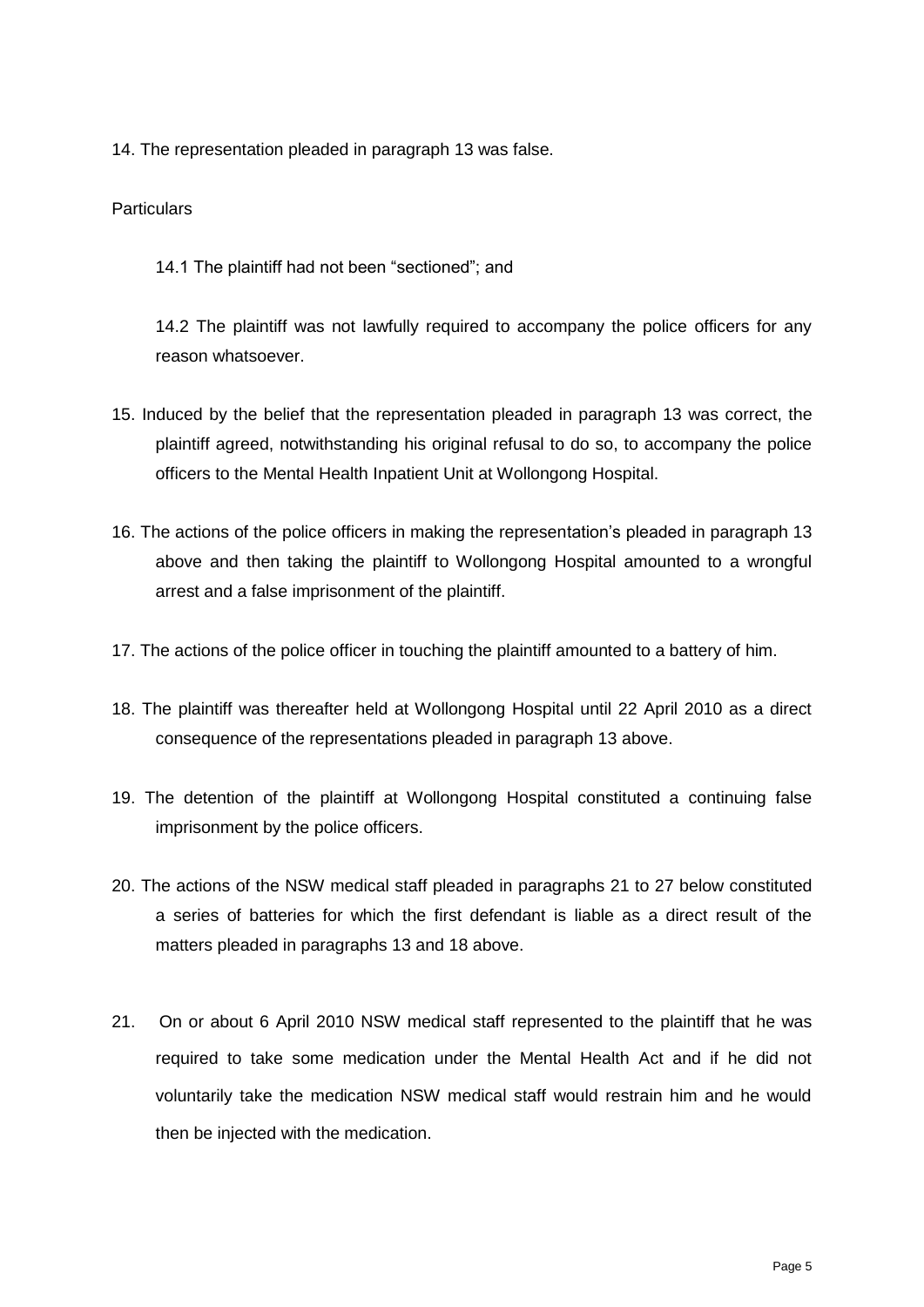14. The representation pleaded in paragraph 13 was false.

Particulars

14.1 The plaintiff had not been "sectioned"; and

14.2 The plaintiff was not lawfully required to accompany the police officers for any reason whatsoever.

15. Induced by the belief that the representation pleaded in paragraph 13 was correct, the plaintiff agreed, notwithstanding his original refusal to do so, to accompany the police officers to the Mental Health Inpatient Unit at Wollongong Hospital.

16. The actions of the police officers in making the representation's pleaded in paragraph 13 above and then taking the plaintiff to Wollongong Hospital amounted to a wrongful arrest and a false imprisonment of the plaintiff.

17. The actions of the police officer in touching the plaintiff amounted to a battery of him.

18. The plaintiff was thereafter held at Wollongong Hospital until 22 April 2010 as a direct consequence of the representations pleaded in paragraph 13 above.

19. The detention of the plaintiff at Wollongong Hospital constituted a continuing false imprisonment by the police officers.

20. The actions of the NSW medical staff pleaded in paragraphs 21 to 27 below constituted a series of batteries for which the first defendant is liable as a direct result of the matters pleaded in paragraphs 13 and 18 above.

21. On or about 6 April 2010 NSW medical staff represented to the plaintiff that he was required to take some medication under the Mental Health Act and if he did not voluntarily take the medication NSW medical staff would restrain him and he would then be injected with the medication.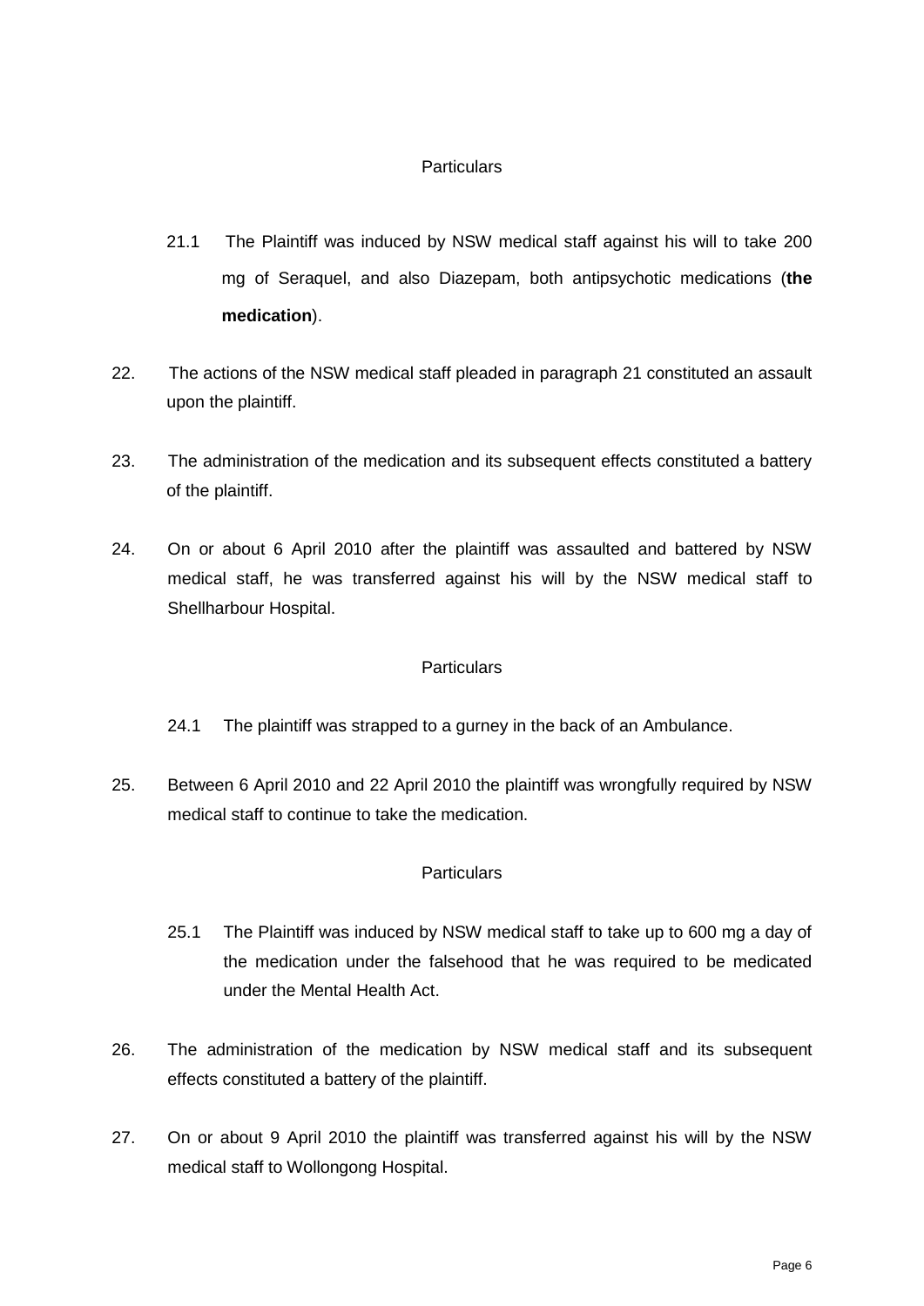Particulars

21.1 The Plaintiff was induced by NSW medical staff against his will to take 200 mg of Seraquel, and also Diazepam, both antipsychotic medications (**the medication**).

22. The actions of the NSW medical staff pleaded in paragraph 21 constituted an assault upon the plaintiff.

23. The administration of the medication and its subsequent effects constituted a battery of the plaintiff.

24. On or about 6 April 2010 after the plaintiff was assaulted and battered by NSW medical staff, he was transferred against his will by the NSW medical staff to Shellharbour Hospital.

Particulars

24.1 The plaintiff was strapped to a gurney in the back of an Ambulance.

25. Between 6 April 2010 and 22 April 2010 the plaintiff was wrongfully required by NSW medical staff to continue to take the medication.

Particulars

25.1 The Plaintiff was induced by NSW medical staff to take up to 600 mg a day of the medication under the falsehood that he was required to be medicated under the Mental Health Act.

26. The administration of the medication by NSW medical staff and its subsequent effects constituted a battery of the plaintiff.

27. On or about 9 April 2010 the plaintiff was transferred against his will by the NSW medical staff to Wollongong Hospital.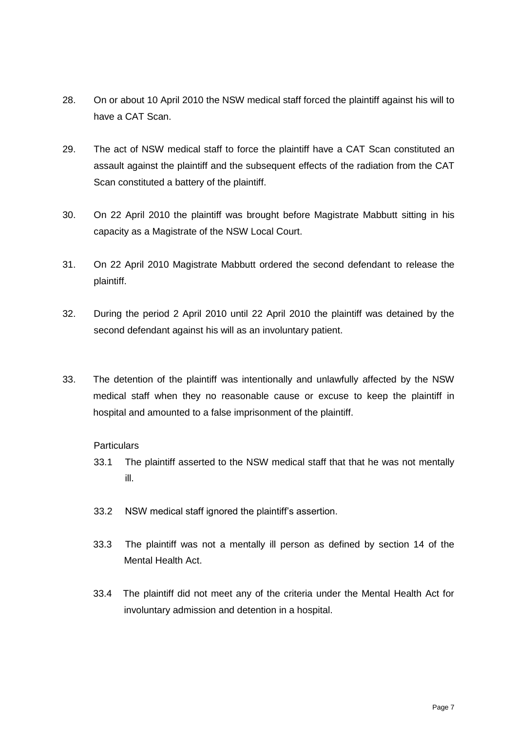28. On or about 10 April 2010 the NSW medical staff forced the plaintiff against his will to have a CAT Scan.

29. The act of NSW medical staff to force the plaintiff have a CAT Scan constituted an assault against the plaintiff and the subsequent effects of the radiation from the CAT Scan constituted a battery of the plaintiff.

30. On 22 April 2010 the plaintiff was brought before Magistrate Mabbutt sitting in his capacity as a Magistrate of the NSW Local Court.

31. On 22 April 2010 Magistrate Mabbutt ordered the second defendant to release the plaintiff.

32. During the period 2 April 2010 until 22 April 2010 the plaintiff was detained by the second defendant against his will as an involuntary patient.

33. The detention of the plaintiff was intentionally and unlawfully affected by the NSW medical staff when they no reasonable cause or excuse to keep the plaintiff in hospital and amounted to a false imprisonment of the plaintiff.

    Particulars

    33.1 The plaintiff asserted to the NSW medical staff that that he was not mentally ill.

    33.2 NSW medical staff ignored the plaintiff's assertion.

    33.3 The plaintiff was not a mentally ill person as defined by section 14 of the Mental Health Act.

    33.4 The plaintiff did not meet any of the criteria under the Mental Health Act for involuntary admission and detention in a hospital.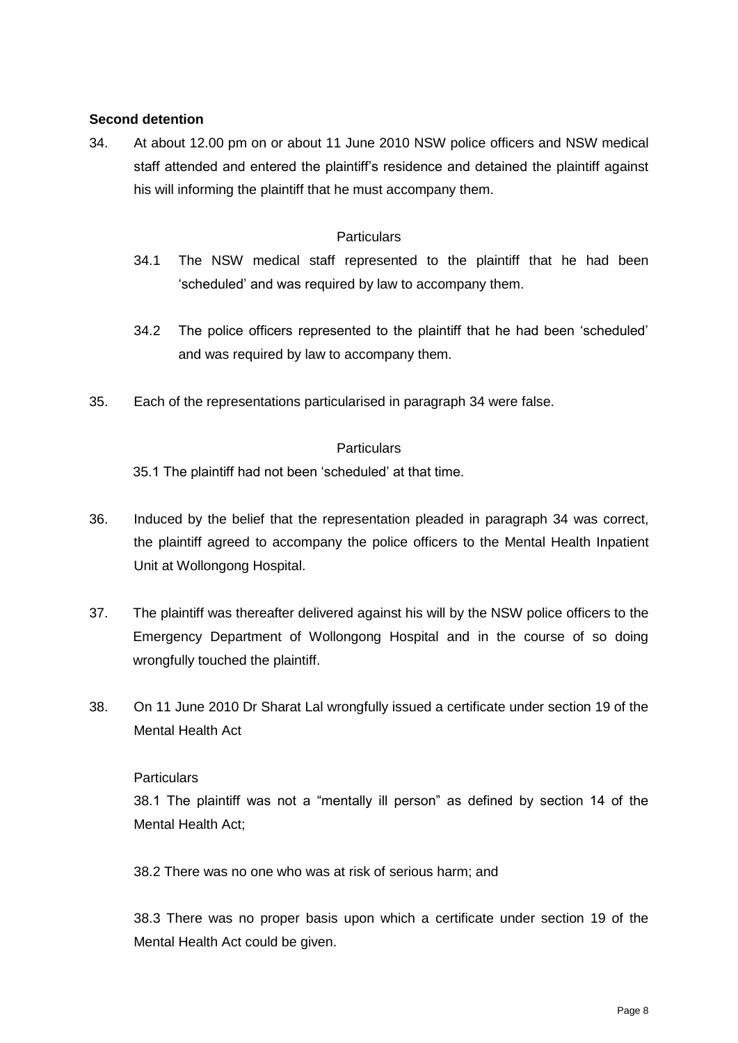**Second detention**

34. At about 12.00 pm on or about 11 June 2010 NSW police officers and NSW medical staff attended and entered the plaintiff's residence and detained the plaintiff against his will informing the plaintiff that he must accompany them.

Particulars

34.1 The NSW medical staff represented to the plaintiff that he had been 'scheduled' and was required by law to accompany them.

34.2 The police officers represented to the plaintiff that he had been 'scheduled' and was required by law to accompany them.

35. Each of the representations particularised in paragraph 34 were false.

Particulars

35.1 The plaintiff had not been 'scheduled' at that time.

36. Induced by the belief that the representation pleaded in paragraph 34 was correct, the plaintiff agreed to accompany the police officers to the Mental Health Inpatient Unit at Wollongong Hospital.

37. The plaintiff was thereafter delivered against his will by the NSW police officers to the Emergency Department of Wollongong Hospital and in the course of so doing wrongfully touched the plaintiff.

38. On 11 June 2010 Dr Sharat Lal wrongfully issued a certificate under section 19 of the Mental Health Act

Particulars

38.1 The plaintiff was not a "mentally ill person" as defined by section 14 of the Mental Health Act;

38.2 There was no one who was at risk of serious harm; and

38.3 There was no proper basis upon which a certificate under section 19 of the Mental Health Act could be given.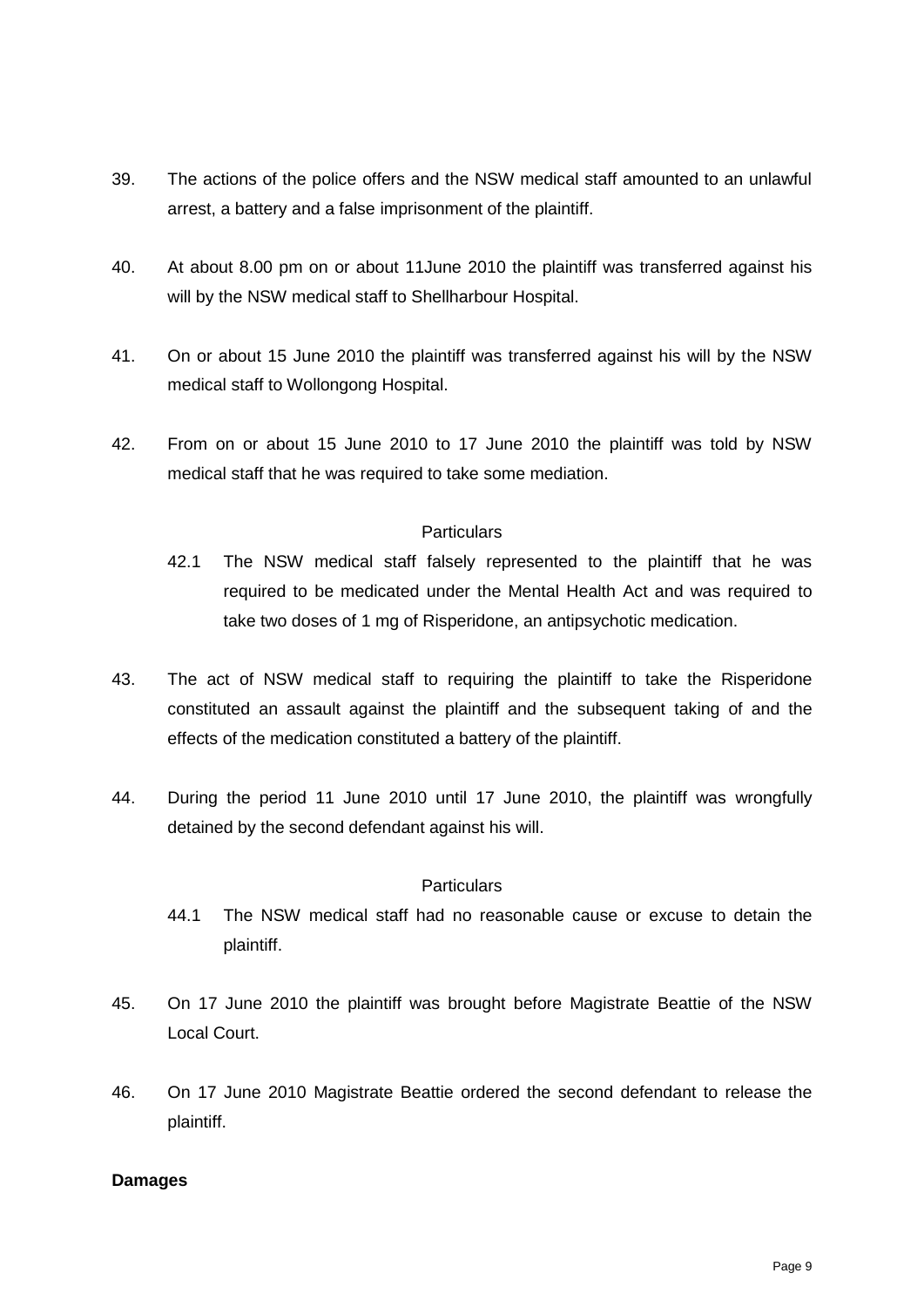39. The actions of the police offers and the NSW medical staff amounted to an unlawful arrest, a battery and a false imprisonment of the plaintiff.

40. At about 8.00 pm on or about 11June 2010 the plaintiff was transferred against his will by the NSW medical staff to Shellharbour Hospital.

41. On or about 15 June 2010 the plaintiff was transferred against his will by the NSW medical staff to Wollongong Hospital.

42. From on or about 15 June 2010 to 17 June 2010 the plaintiff was told by NSW medical staff that he was required to take some mediation.

Particulars

42.1 The NSW medical staff falsely represented to the plaintiff that he was required to be medicated under the Mental Health Act and was required to take two doses of 1 mg of Risperidone, an antipsychotic medication.

43. The act of NSW medical staff to requiring the plaintiff to take the Risperidone constituted an assault against the plaintiff and the subsequent taking of and the effects of the medication constituted a battery of the plaintiff.

44. During the period 11 June 2010 until 17 June 2010, the plaintiff was wrongfully detained by the second defendant against his will.

Particulars

44.1 The NSW medical staff had no reasonable cause or excuse to detain the plaintiff.

45. On 17 June 2010 the plaintiff was brought before Magistrate Beattie of the NSW Local Court.

46. On 17 June 2010 Magistrate Beattie ordered the second defendant to release the plaintiff.

**Damages**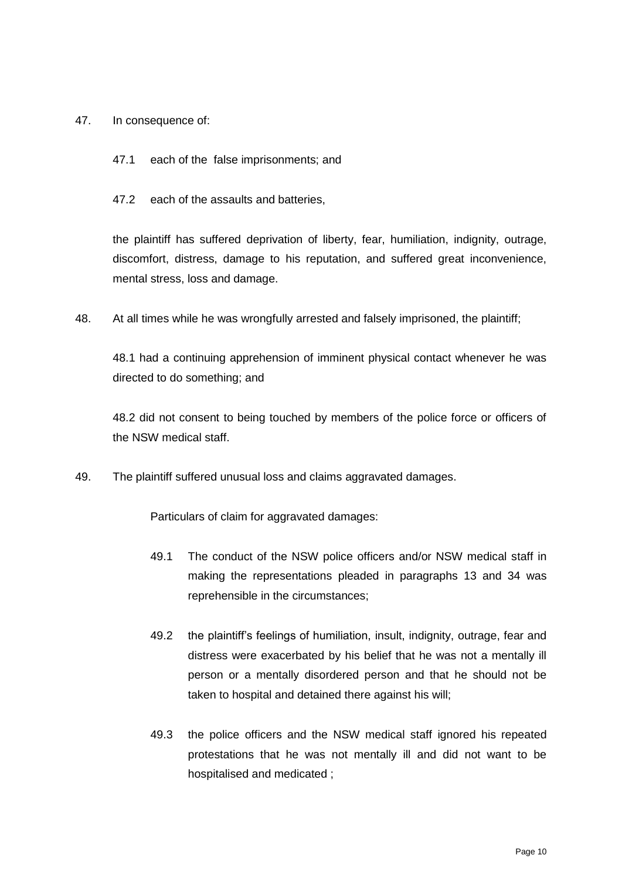47. In consequence of:

    47.1 each of the false imprisonments; and

    47.2 each of the assaults and batteries,

    the plaintiff has suffered deprivation of liberty, fear, humiliation, indignity, outrage, discomfort, distress, damage to his reputation, and suffered great inconvenience, mental stress, loss and damage.

48. At all times while he was wrongfully arrested and falsely imprisoned, the plaintiff;

    48.1 had a continuing apprehension of imminent physical contact whenever he was directed to do something; and

    48.2 did not consent to being touched by members of the police force or officers of the NSW medical staff.

49. The plaintiff suffered unusual loss and claims aggravated damages.

    Particulars of claim for aggravated damages:

    49.1 The conduct of the NSW police officers and/or NSW medical staff in making the representations pleaded in paragraphs 13 and 34 was reprehensible in the circumstances;

    49.2 the plaintiff's feelings of humiliation, insult, indignity, outrage, fear and distress were exacerbated by his belief that he was not a mentally ill person or a mentally disordered person and that he should not be taken to hospital and detained there against his will;

    49.3 the police officers and the NSW medical staff ignored his repeated protestations that he was not mentally ill and did not want to be hospitalised and medicated ;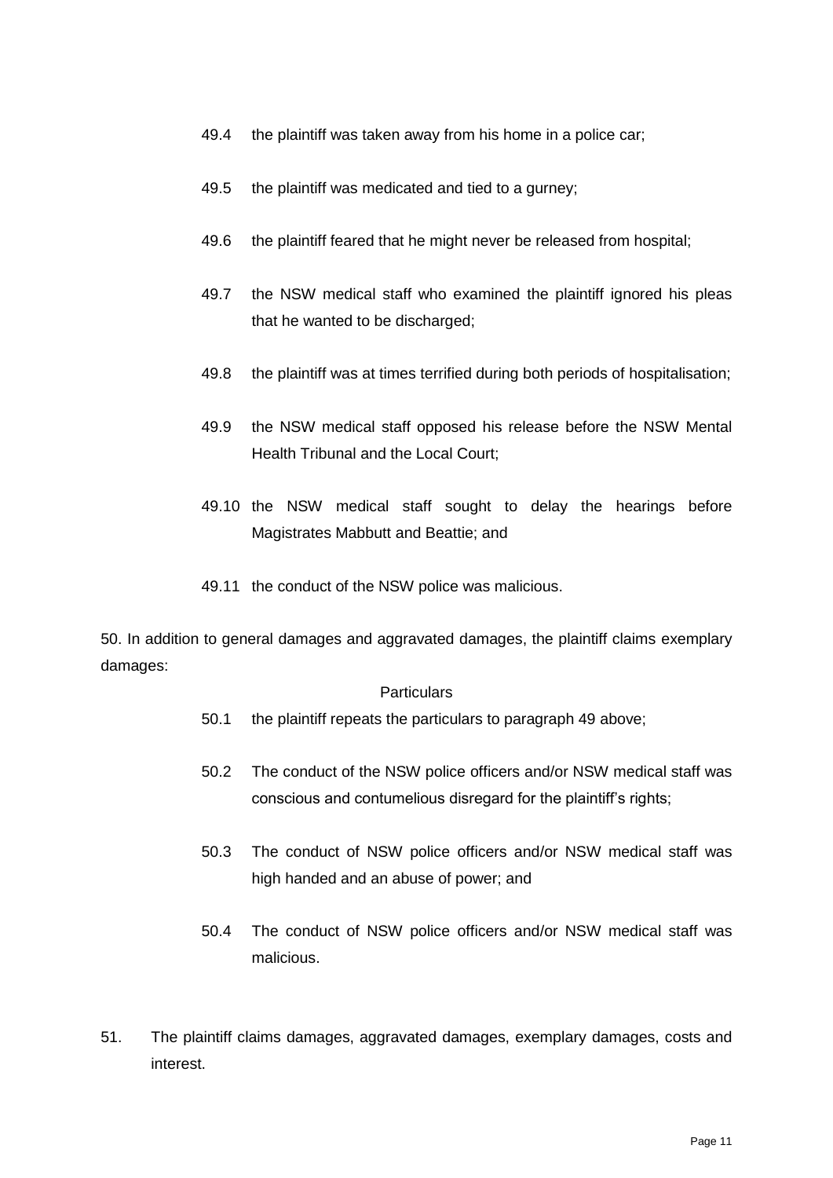49.4 the plaintiff was taken away from his home in a police car;

49.5 the plaintiff was medicated and tied to a gurney;

49.6 the plaintiff feared that he might never be released from hospital;

49.7 the NSW medical staff who examined the plaintiff ignored his pleas that he wanted to be discharged;

49.8 the plaintiff was at times terrified during both periods of hospitalisation;

49.9 the NSW medical staff opposed his release before the NSW Mental Health Tribunal and the Local Court;

49.10 the NSW medical staff sought to delay the hearings before Magistrates Mabbutt and Beattie; and

49.11 the conduct of the NSW police was malicious.

50. In addition to general damages and aggravated damages, the plaintiff claims exemplary damages:

Particulars

50.1 the plaintiff repeats the particulars to paragraph 49 above;

50.2 The conduct of the NSW police officers and/or NSW medical staff was conscious and contumelious disregard for the plaintiff's rights;

50.3 The conduct of NSW police officers and/or NSW medical staff was high handed and an abuse of power; and

50.4 The conduct of NSW police officers and/or NSW medical staff was malicious.

51. The plaintiff claims damages, aggravated damages, exemplary damages, costs and interest.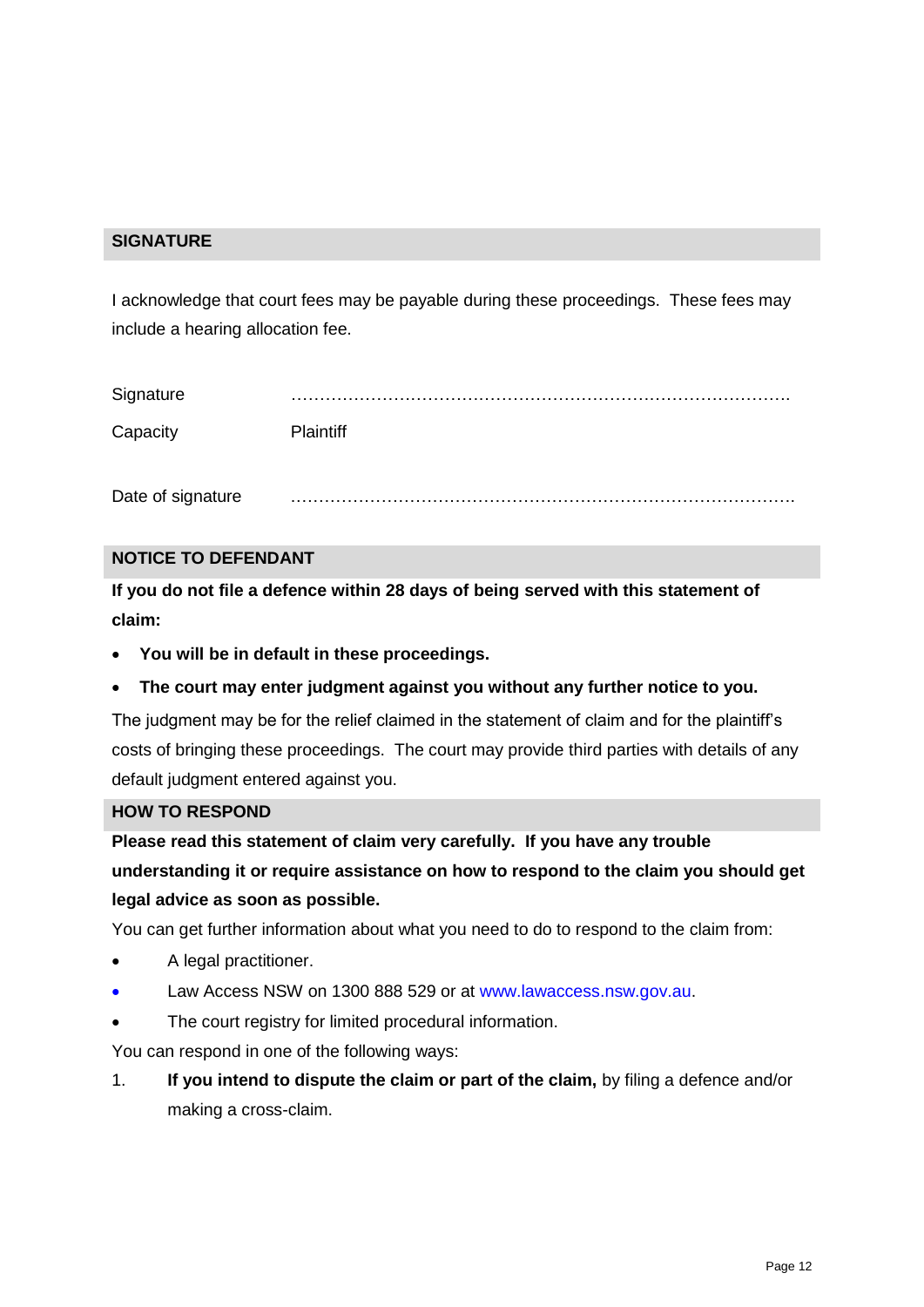## SIGNATURE

I acknowledge that court fees may be payable during these proceedings. These fees may include a hearing allocation fee.

| | |
|---|---|
| Signature | ……………………………………………………………………………. |
| Capacity | Plaintiff |
| Date of signature | ……………………………………………………………………………. |

## NOTICE TO DEFENDANT

**If you do not file a defence within 28 days of being served with this statement of claim:**

- **You will be in default in these proceedings.**
- **The court may enter judgment against you without any further notice to you.**

The judgment may be for the relief claimed in the statement of claim and for the plaintiff's costs of bringing these proceedings. The court may provide third parties with details of any default judgment entered against you.

## HOW TO RESPOND

**Please read this statement of claim very carefully. If you have any trouble understanding it or require assistance on how to respond to the claim you should get legal advice as soon as possible.**

You can get further information about what you need to do to respond to the claim from:

- A legal practitioner.
- Law Access NSW on 1300 888 529 or at www.lawaccess.nsw.gov.au.
- The court registry for limited procedural information.

You can respond in one of the following ways:

1. **If you intend to dispute the claim or part of the claim,** by filing a defence and/or making a cross-claim.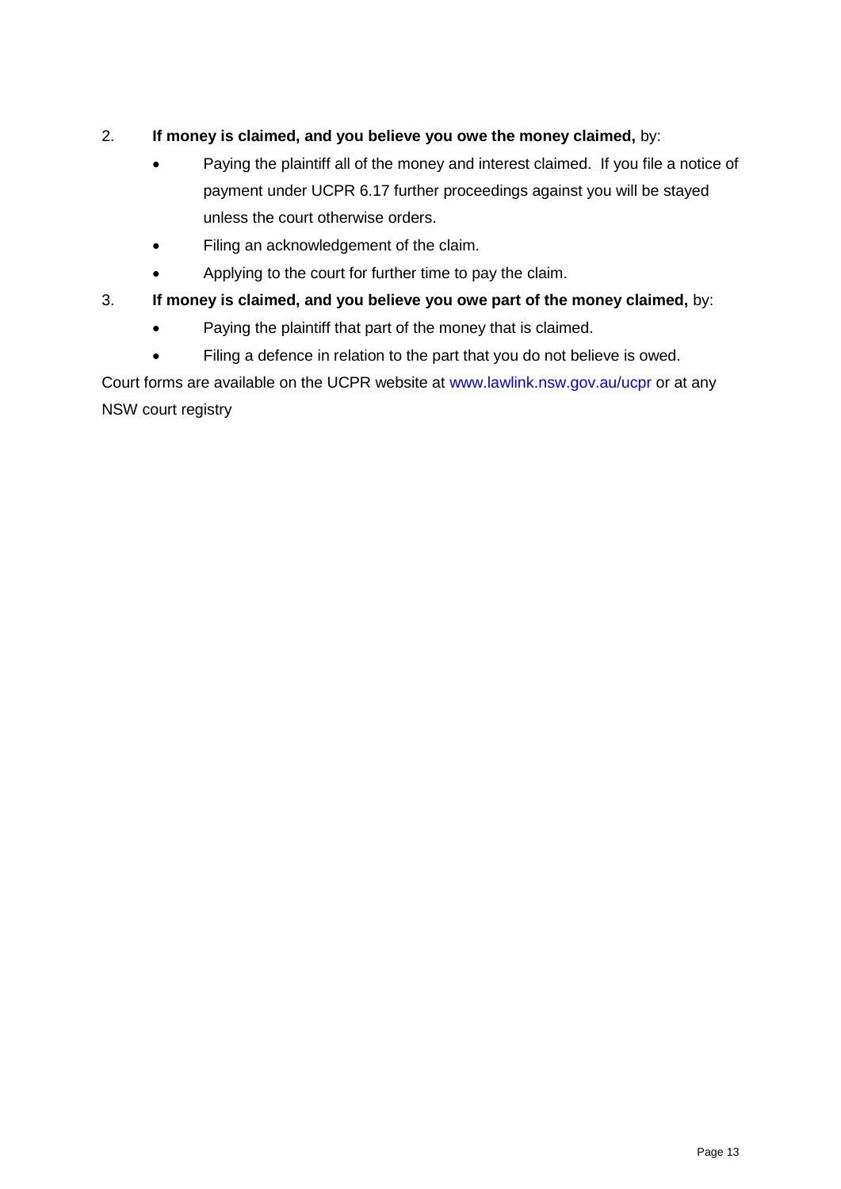2. **If money is claimed, and you believe you owe the money claimed,** by:

   - Paying the plaintiff all of the money and interest claimed. If you file a notice of payment under UCPR 6.17 further proceedings against you will be stayed unless the court otherwise orders.
   - Filing an acknowledgement of the claim.
   - Applying to the court for further time to pay the claim.

3. **If money is claimed, and you believe you owe part of the money claimed,** by:

   - Paying the plaintiff that part of the money that is claimed.
   - Filing a defence in relation to the part that you do not believe is owed.

Court forms are available on the UCPR website at www.lawlink.nsw.gov.au/ucpr or at any NSW court registry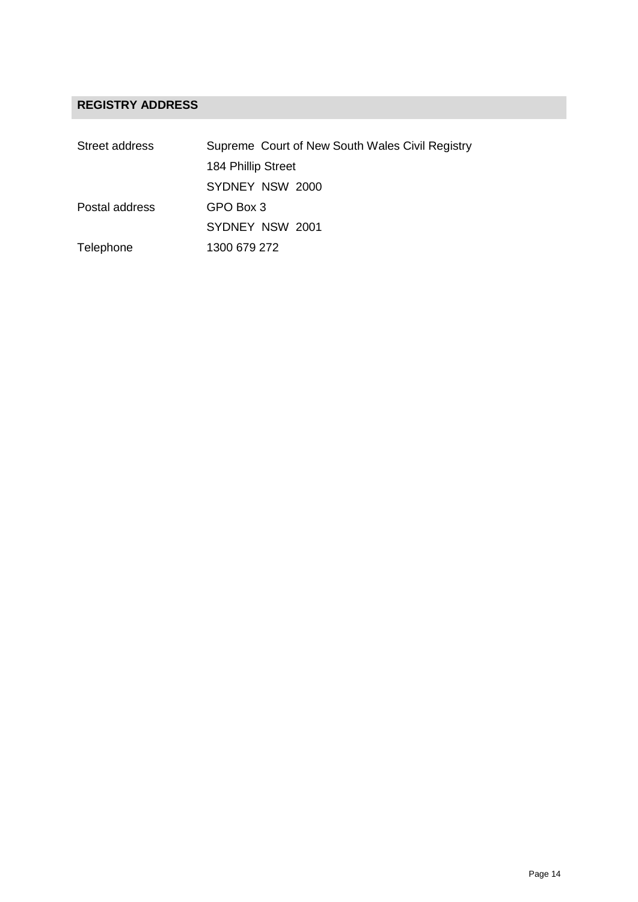## REGISTRY ADDRESS

| | |
|---|---|
| Street address | Supreme Court of New South Wales Civil Registry |
| | 184 Phillip Street |
| | SYDNEY NSW 2000 |
| Postal address | GPO Box 3 |
| | SYDNEY NSW 2001 |
| Telephone | 1300 679 272 |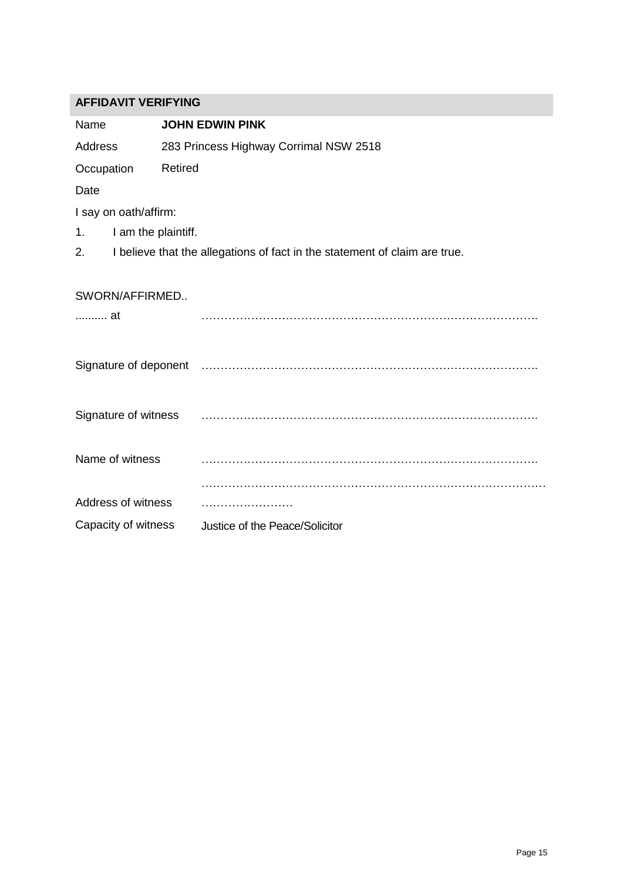## AFFIDAVIT VERIFYING

| | |
|---|---|
| Name | **JOHN EDWIN PINK** |
| Address | 283 Princess Highway Corrimal NSW 2518 |
| Occupation | Retired |
| Date | |

I say on oath/affirm:

1. I am the plaintiff.
2. I believe that the allegations of fact in the statement of claim are true.

| | |
|---|---|
| SWORN/AFFIRMED.. | |
| .......... at | ……………………………………………………………………………. |
| Signature of deponent | ……………………………………………………………………………. |
| Signature of witness | ……………………………………………………………………………. |
| Name of witness | ……………………………………………………………………………. |
| | ……………………………………………………………………………… |
| Address of witness | …………………… |
| Capacity of witness | Justice of the Peace/Solicitor |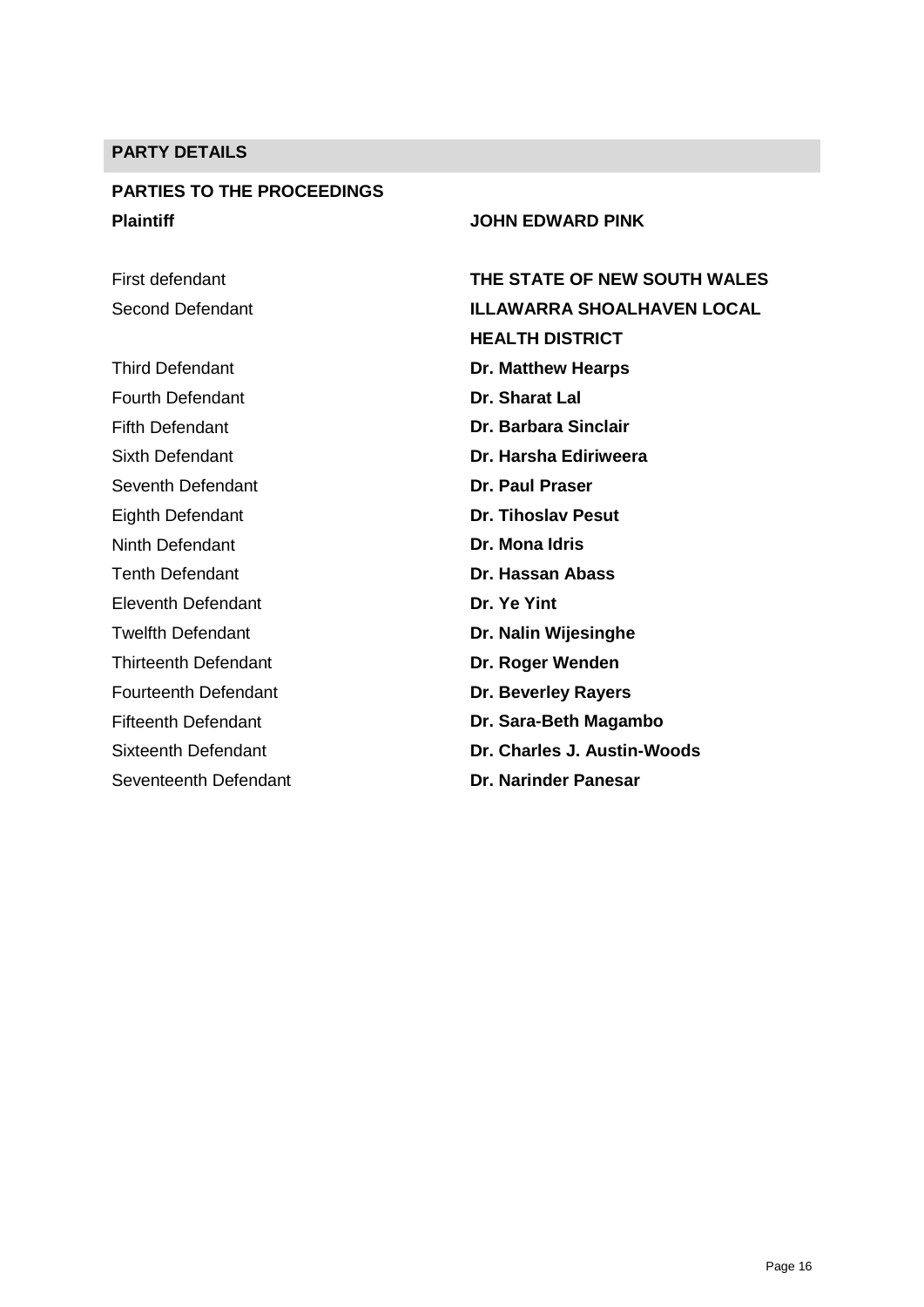## PARTY DETAILS

**PARTIES TO THE PROCEEDINGS**

| | |
|---|---|
| **Plaintiff** | **JOHN EDWARD PINK** |
| First defendant | **THE STATE OF NEW SOUTH WALES** |
| Second Defendant | **ILLAWARRA SHOALHAVEN LOCAL HEALTH DISTRICT** |
| Third Defendant | **Dr. Matthew Hearps** |
| Fourth Defendant | **Dr. Sharat Lal** |
| Fifth Defendant | **Dr. Barbara Sinclair** |
| Sixth Defendant | **Dr. Harsha Ediriweera** |
| Seventh Defendant | **Dr. Paul Praser** |
| Eighth Defendant | **Dr. Tihoslav Pesut** |
| Ninth Defendant | **Dr. Mona Idris** |
| Tenth Defendant | **Dr. Hassan Abass** |
| Eleventh Defendant | **Dr. Ye Yint** |
| Twelfth Defendant | **Dr. Nalin Wijesinghe** |
| Thirteenth Defendant | **Dr. Roger Wenden** |
| Fourteenth Defendant | **Dr. Beverley Rayers** |
| Fifteenth Defendant | **Dr. Sara-Beth Magambo** |
| Sixteenth Defendant | **Dr. Charles J. Austin-Woods** |
| Seventeenth Defendant | **Dr. Narinder Panesar** |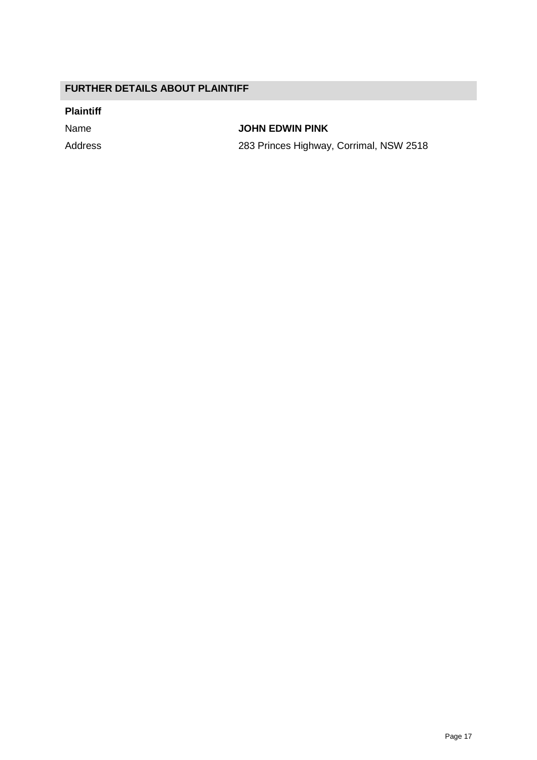## FURTHER DETAILS ABOUT PLAINTIFF

**Plaintiff**

| | |
|---|---|
| Name | **JOHN EDWIN PINK** |
| Address | 283 Princes Highway, Corrimal, NSW 2518 |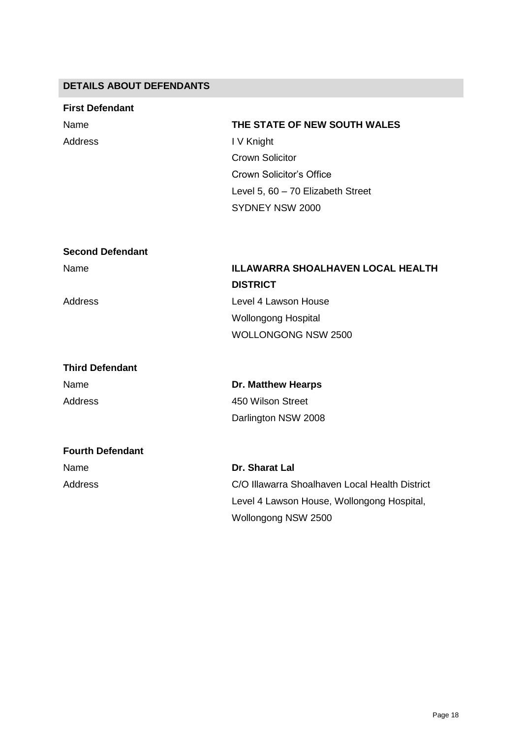## DETAILS ABOUT DEFENDANTS

**First Defendant**

| | |
|---|---|
| Name | **THE STATE OF NEW SOUTH WALES** |
| Address | I V Knight<br>Crown Solicitor<br>Crown Solicitor's Office<br>Level 5, 60 – 70 Elizabeth Street<br>SYDNEY NSW 2000 |

**Second Defendant**

| | |
|---|---|
| Name | **ILLAWARRA SHOALHAVEN LOCAL HEALTH DISTRICT** |
| Address | Level 4 Lawson House<br>Wollongong Hospital<br>WOLLONGONG NSW 2500 |

**Third Defendant**

| | |
|---|---|
| Name | **Dr. Matthew Hearps** |
| Address | 450 Wilson Street<br>Darlington NSW 2008 |

**Fourth Defendant**

| | |
|---|---|
| Name | **Dr. Sharat Lal** |
| Address | C/O Illawarra Shoalhaven Local Health District<br>Level 4 Lawson House, Wollongong Hospital,<br>Wollongong NSW 2500 |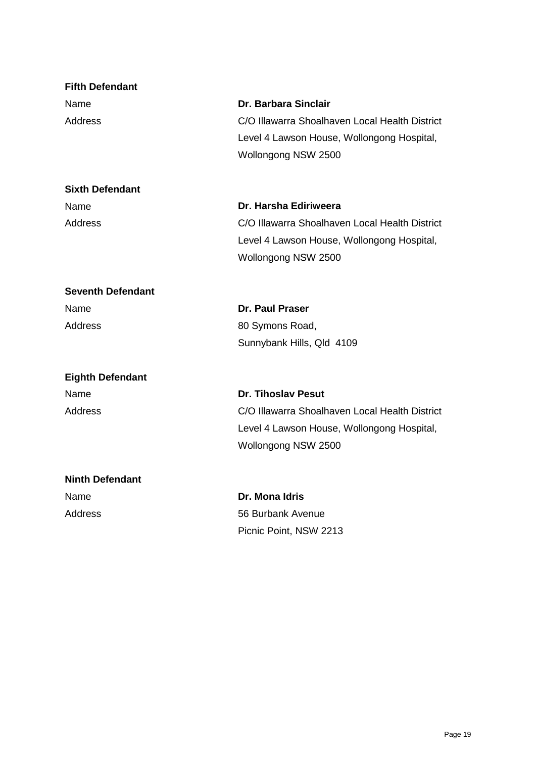**Fifth Defendant**

Name **Dr. Barbara Sinclair**

Address C/O Illawarra Shoalhaven Local Health District
Level 4 Lawson House, Wollongong Hospital,
Wollongong NSW 2500

**Sixth Defendant**

Name **Dr. Harsha Ediriweera**

Address C/O Illawarra Shoalhaven Local Health District
Level 4 Lawson House, Wollongong Hospital,
Wollongong NSW 2500

**Seventh Defendant**

Name **Dr. Paul Praser**

Address 80 Symons Road,
Sunnybank Hills, Qld 4109

**Eighth Defendant**

Name **Dr. Tihoslav Pesut**

Address C/O Illawarra Shoalhaven Local Health District
Level 4 Lawson House, Wollongong Hospital,
Wollongong NSW 2500

**Ninth Defendant**

Name **Dr. Mona Idris**

Address 56 Burbank Avenue
Picnic Point, NSW 2213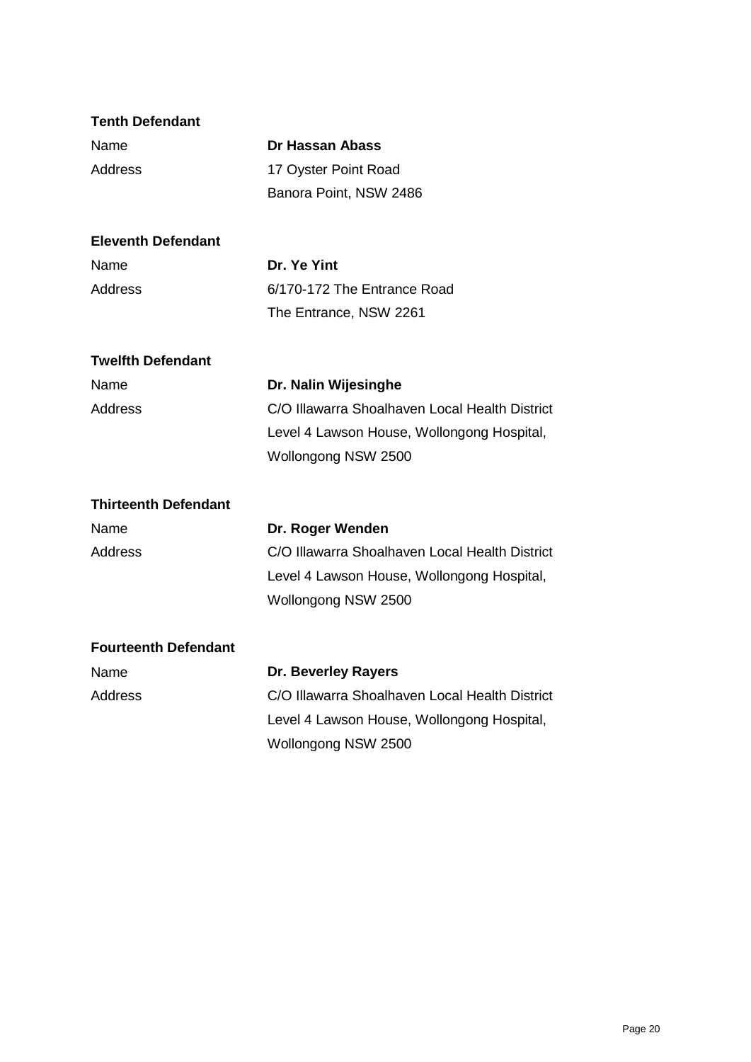**Tenth Defendant**

| | |
|---|---|
| Name | **Dr Hassan Abass** |
| Address | 17 Oyster Point Road<br>Banora Point, NSW 2486 |

**Eleventh Defendant**

| | |
|---|---|
| Name | **Dr. Ye Yint** |
| Address | 6/170-172 The Entrance Road<br>The Entrance, NSW 2261 |

**Twelfth Defendant**

| | |
|---|---|
| Name | **Dr. Nalin Wijesinghe** |
| Address | C/O Illawarra Shoalhaven Local Health District<br>Level 4 Lawson House, Wollongong Hospital,<br>Wollongong NSW 2500 |

**Thirteenth Defendant**

| | |
|---|---|
| Name | **Dr. Roger Wenden** |
| Address | C/O Illawarra Shoalhaven Local Health District<br>Level 4 Lawson House, Wollongong Hospital,<br>Wollongong NSW 2500 |

**Fourteenth Defendant**

| | |
|---|---|
| Name | **Dr. Beverley Rayers** |
| Address | C/O Illawarra Shoalhaven Local Health District<br>Level 4 Lawson House, Wollongong Hospital,<br>Wollongong NSW 2500 |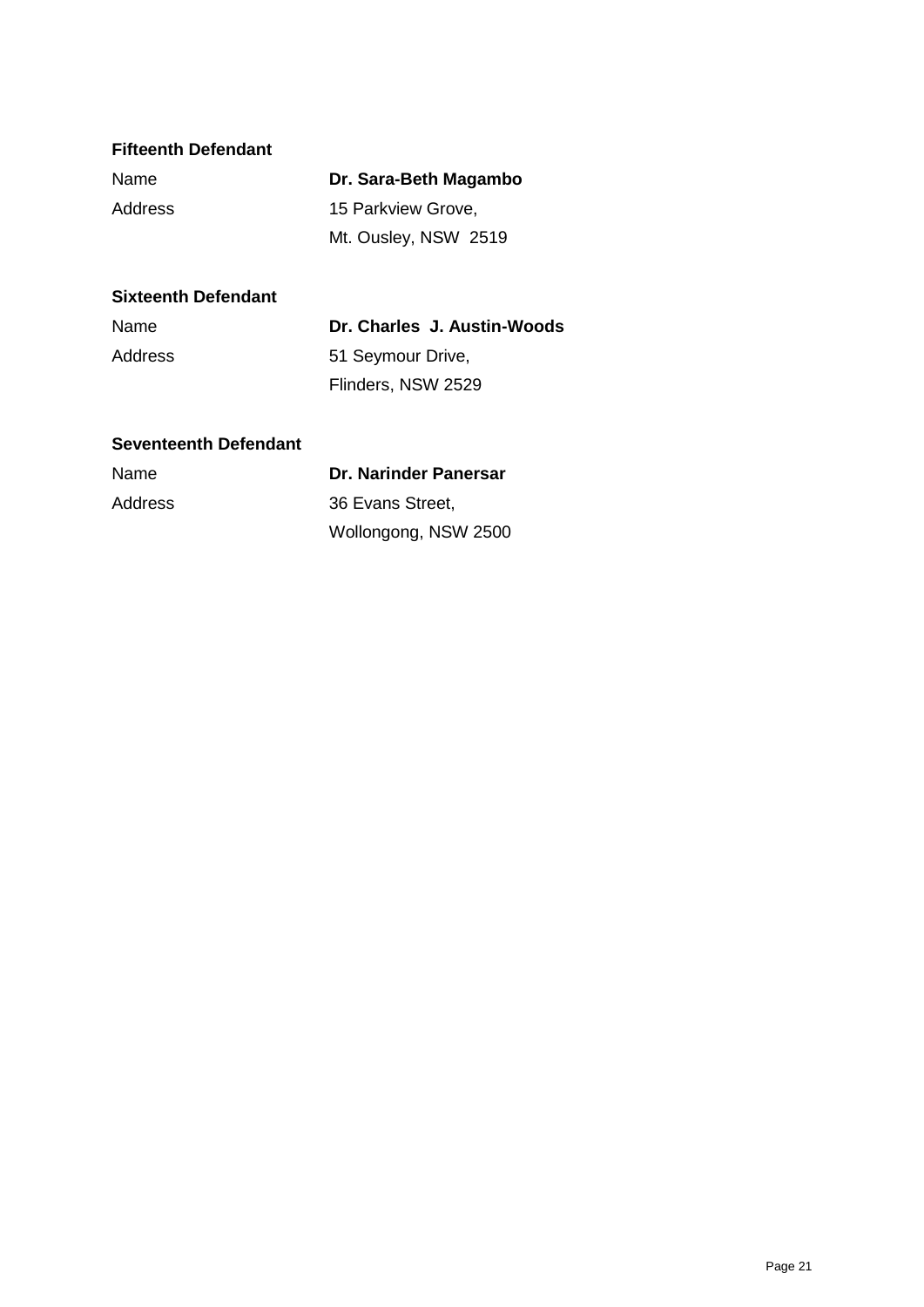**Fifteenth Defendant**

| | |
|---|---|
| Name | **Dr. Sara-Beth Magambo** |
| Address | 15 Parkview Grove,<br>Mt. Ousley, NSW 2519 |

**Sixteenth Defendant**

| | |
|---|---|
| Name | **Dr. Charles J. Austin-Woods** |
| Address | 51 Seymour Drive,<br>Flinders, NSW 2529 |

**Seventeenth Defendant**

| | |
|---|---|
| Name | **Dr. Narinder Panersar** |
| Address | 36 Evans Street,<br>Wollongong, NSW 2500 |